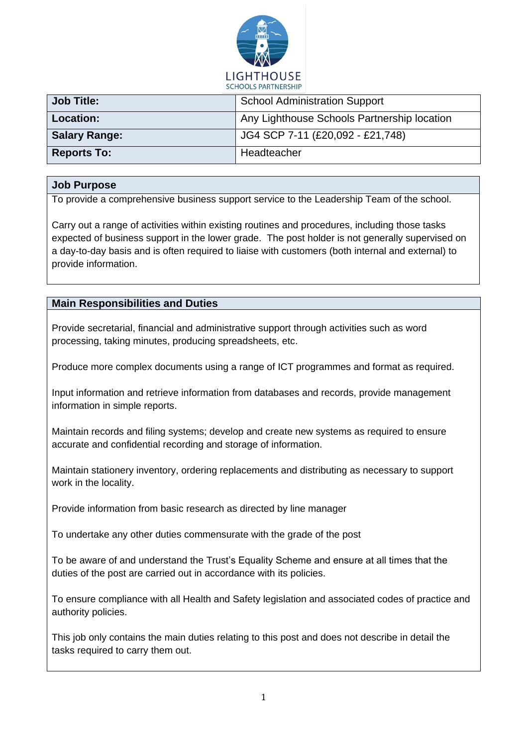LIGHTHOUSE
SCHOOLS PARTNERSHIP

| Job Title: | School Administration Support |
|---|---|
| Location: | Any Lighthouse Schools Partnership location |
| Salary Range: | JG4 SCP 7-11 (£20,092 - £21,748) |
| Reports To: | Headteacher |

## Job Purpose

To provide a comprehensive business support service to the Leadership Team of the school.

Carry out a range of activities within existing routines and procedures, including those tasks expected of business support in the lower grade. The post holder is not generally supervised on a day-to-day basis and is often required to liaise with customers (both internal and external) to provide information.

## Main Responsibilities and Duties

Provide secretarial, financial and administrative support through activities such as word processing, taking minutes, producing spreadsheets, etc.

Produce more complex documents using a range of ICT programmes and format as required.

Input information and retrieve information from databases and records, provide management information in simple reports.

Maintain records and filing systems; develop and create new systems as required to ensure accurate and confidential recording and storage of information.

Maintain stationery inventory, ordering replacements and distributing as necessary to support work in the locality.

Provide information from basic research as directed by line manager

To undertake any other duties commensurate with the grade of the post

To be aware of and understand the Trust's Equality Scheme and ensure at all times that the duties of the post are carried out in accordance with its policies.

To ensure compliance with all Health and Safety legislation and associated codes of practice and authority policies.

This job only contains the main duties relating to this post and does not describe in detail the tasks required to carry them out.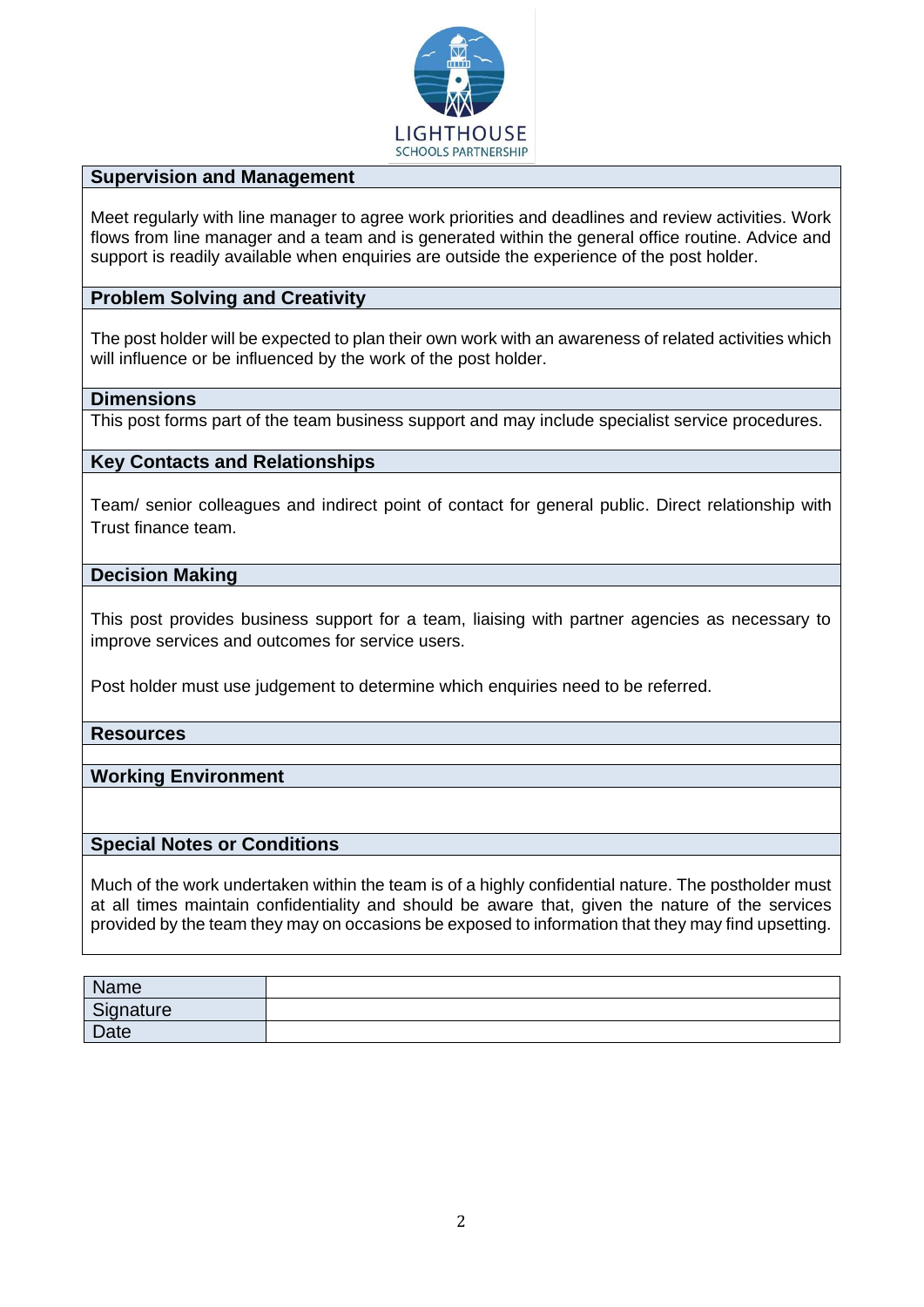LIGHTHOUSE
SCHOOLS PARTNERSHIP

## Supervision and Management

Meet regularly with line manager to agree work priorities and deadlines and review activities. Work flows from line manager and a team and is generated within the general office routine. Advice and support is readily available when enquiries are outside the experience of the post holder.

## Problem Solving and Creativity

The post holder will be expected to plan their own work with an awareness of related activities which will influence or be influenced by the work of the post holder.

## Dimensions

This post forms part of the team business support and may include specialist service procedures.

## Key Contacts and Relationships

Team/ senior colleagues and indirect point of contact for general public. Direct relationship with Trust finance team.

## Decision Making

This post provides business support for a team, liaising with partner agencies as necessary to improve services and outcomes for service users.

Post holder must use judgement to determine which enquiries need to be referred.

## Resources

## Working Environment

## Special Notes or Conditions

Much of the work undertaken within the team is of a highly confidential nature. The postholder must at all times maintain confidentiality and should be aware that, given the nature of the services provided by the team they may on occasions be exposed to information that they may find upsetting.

| Name | |
|---|---|
| Signature | |
| Date | |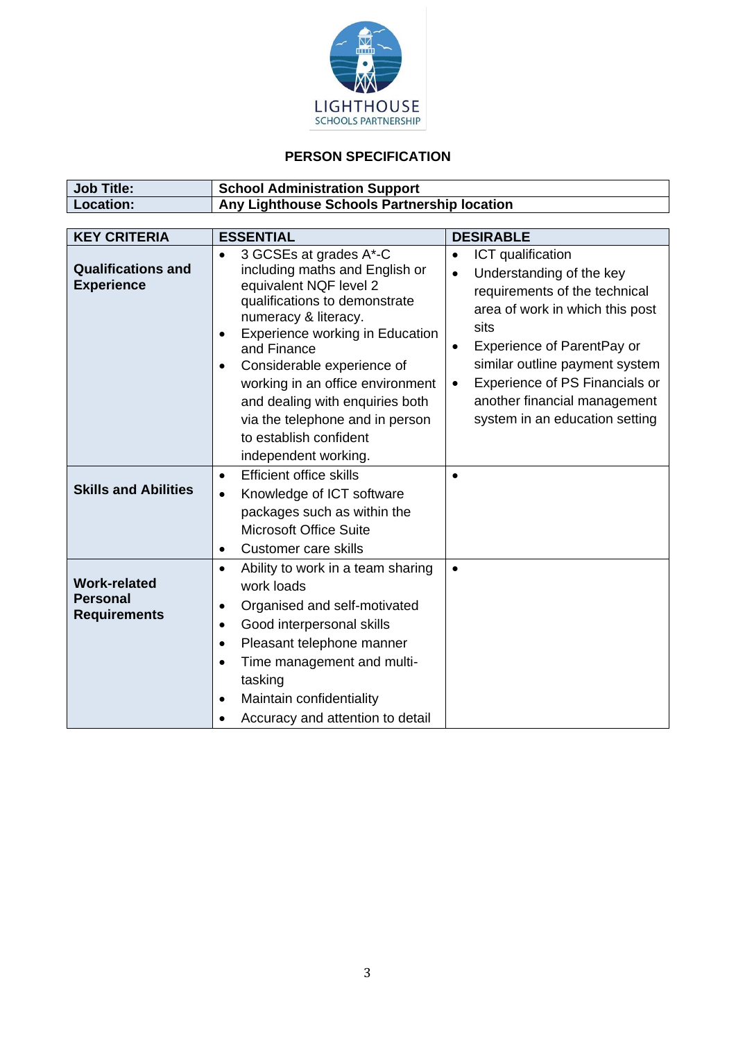LIGHTHOUSE
SCHOOLS PARTNERSHIP

## PERSON SPECIFICATION

| | |
|---|---|
| **Job Title:** | **School Administration Support** |
| **Location:** | **Any Lighthouse Schools Partnership location** |

| KEY CRITERIA | ESSENTIAL | DESIRABLE |
|---|---|---|
| **Qualifications and Experience** | • 3 GCSEs at grades A*-C including maths and English or equivalent NQF level 2 qualifications to demonstrate numeracy & literacy.<br>• Experience working in Education and Finance<br>• Considerable experience of working in an office environment and dealing with enquiries both via the telephone and in person to establish confident independent working. | • ICT qualification<br>• Understanding of the key requirements of the technical area of work in which this post sits<br>• Experience of ParentPay or similar outline payment system<br>• Experience of PS Financials or another financial management system in an education setting |
| **Skills and Abilities** | • Efficient office skills<br>• Knowledge of ICT software packages such as within the Microsoft Office Suite<br>• Customer care skills | • |
| **Work-related Personal Requirements** | • Ability to work in a team sharing work loads<br>• Organised and self-motivated<br>• Good interpersonal skills<br>• Pleasant telephone manner<br>• Time management and multi-tasking<br>• Maintain confidentiality<br>• Accuracy and attention to detail | • |